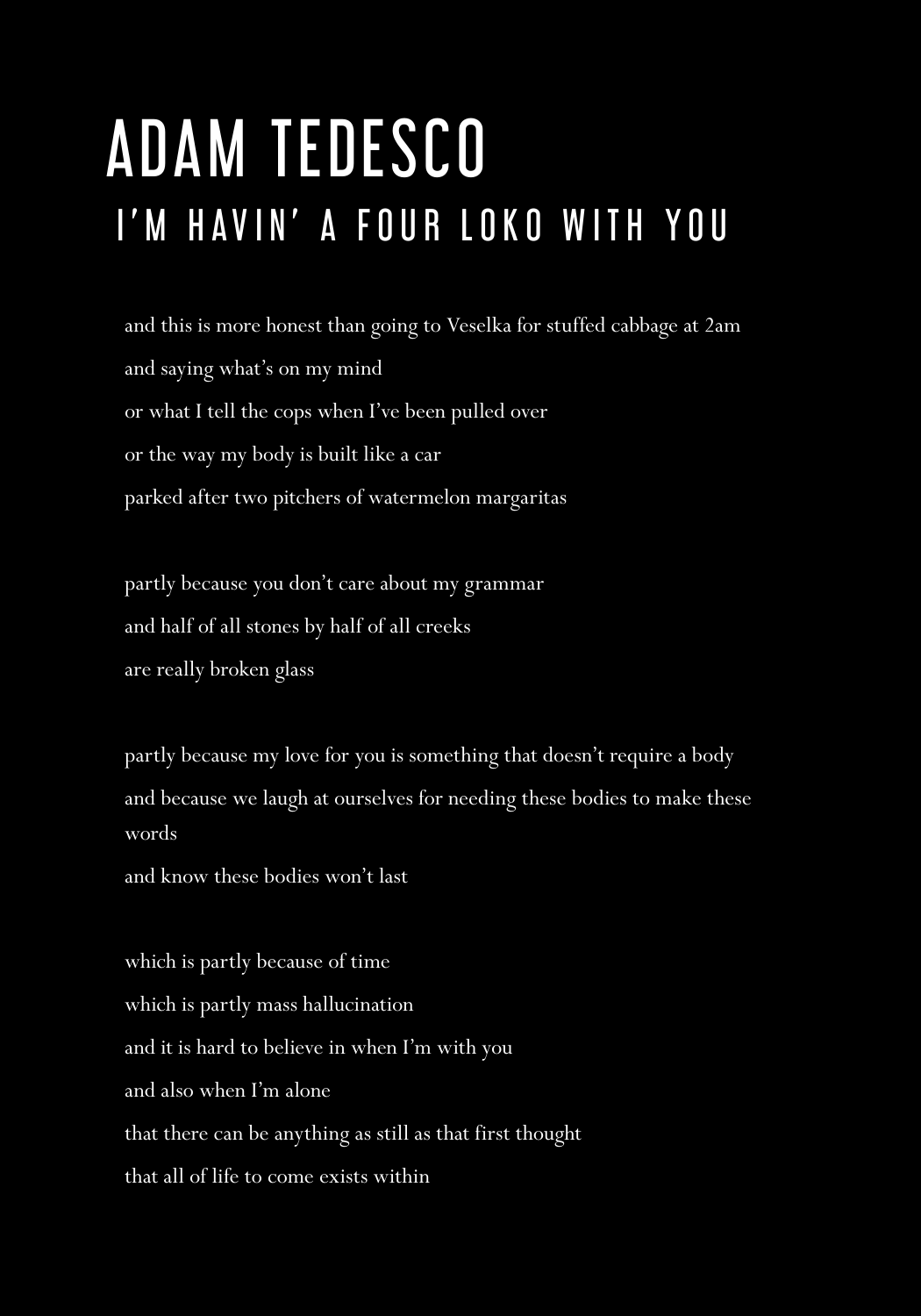# ADAM TEDESCO

## I'M HAVIN' A FOUR LOKO WITH YOU

and this is more honest than going to Veselka for stuffed cabbage at 2am
and saying what's on my mind
or what I tell the cops when I've been pulled over
or the way my body is built like a car
parked after two pitchers of watermelon margaritas

partly because you don't care about my grammar
and half of all stones by half of all creeks
are really broken glass

partly because my love for you is something that doesn't require a body
and because we laugh at ourselves for needing these bodies to make these words
and know these bodies won't last

which is partly because of time
which is partly mass hallucination
and it is hard to believe in when I'm with you
and also when I'm alone
that there can be anything as still as that first thought
that all of life to come exists within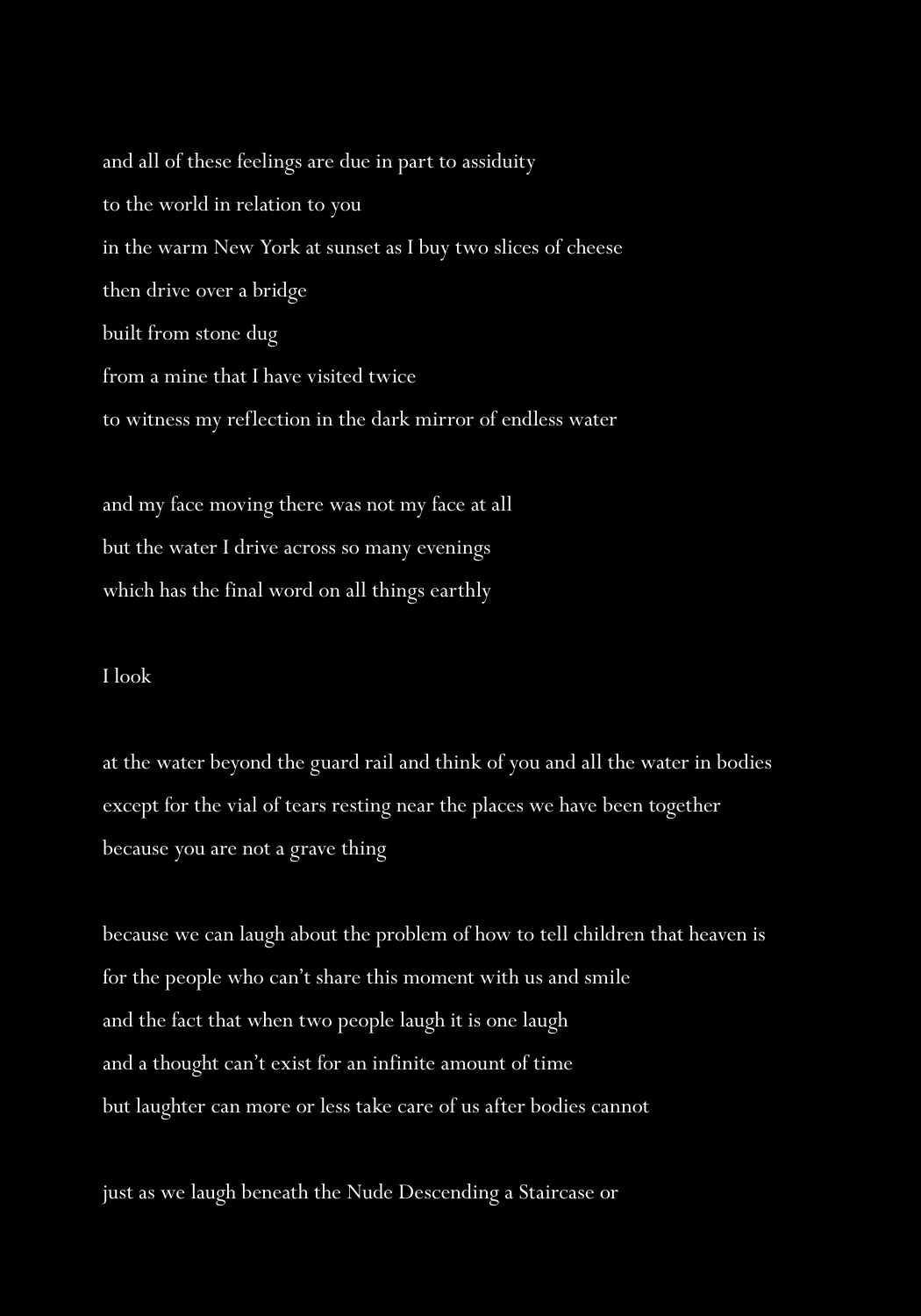and all of these feelings are due in part to assiduity
to the world in relation to you
in the warm New York at sunset as I buy two slices of cheese
then drive over a bridge
built from stone dug
from a mine that I have visited twice
to witness my reflection in the dark mirror of endless water

and my face moving there was not my face at all
but the water I drive across so many evenings
which has the final word on all things earthly

I look

at the water beyond the guard rail and think of you and all the water in bodies
except for the vial of tears resting near the places we have been together
because you are not a grave thing

because we can laugh about the problem of how to tell children that heaven is
for the people who can't share this moment with us and smile
and the fact that when two people laugh it is one laugh
and a thought can't exist for an infinite amount of time
but laughter can more or less take care of us after bodies cannot

just as we laugh beneath the Nude Descending a Staircase or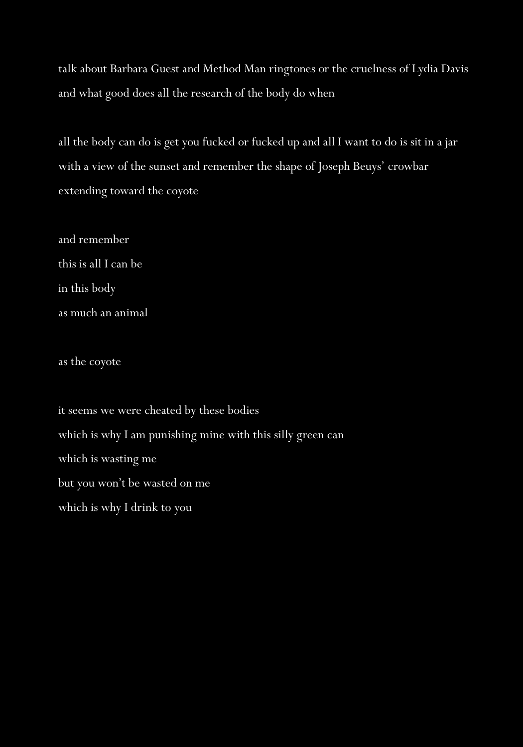talk about Barbara Guest and Method Man ringtones or the cruelness of Lydia Davis
and what good does all the research of the body do when

all the body can do is get you fucked or fucked up and all I want to do is sit in a jar
with a view of the sunset and remember the shape of Joseph Beuys' crowbar
extending toward the coyote

and remember
this is all I can be
in this body
as much an animal

as the coyote

it seems we were cheated by these bodies
which is why I am punishing mine with this silly green can
which is wasting me
but you won't be wasted on me
which is why I drink to you